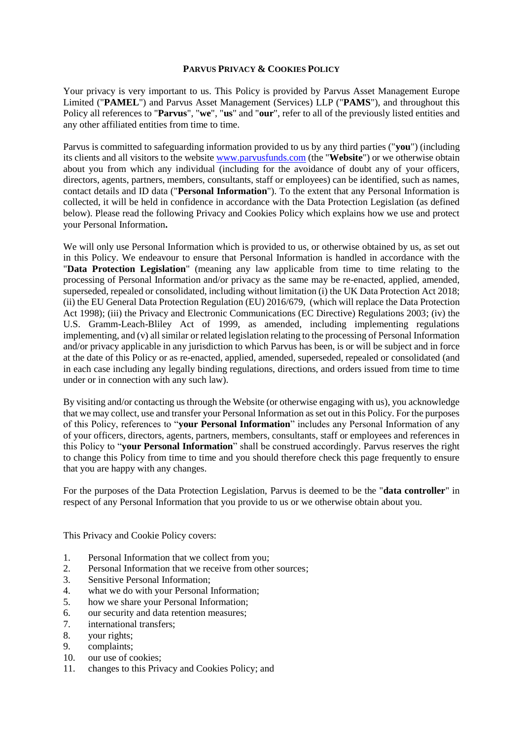**PARVUS PRIVACY & COOKIES POLICY**

Your privacy is very important to us. This Policy is provided by Parvus Asset Management Europe Limited ("**PAMEL**") and Parvus Asset Management (Services) LLP ("**PAMS**"), and throughout this Policy all references to "**Parvus**", "**we**", "**us**" and "**our**", refer to all of the previously listed entities and any other affiliated entities from time to time.

Parvus is committed to safeguarding information provided to us by any third parties ("**you**") (including its clients and all visitors to the website [www.parvusfunds.com](www.parvusfunds.com) (the "**Website**") or we otherwise obtain about you from which any individual (including for the avoidance of doubt any of your officers, directors, agents, partners, members, consultants, staff or employees) can be identified, such as names, contact details and ID data ("**Personal Information**"). To the extent that any Personal Information is collected, it will be held in confidence in accordance with the Data Protection Legislation (as defined below). Please read the following Privacy and Cookies Policy which explains how we use and protect your Personal Information**.**

We will only use Personal Information which is provided to us, or otherwise obtained by us, as set out in this Policy. We endeavour to ensure that Personal Information is handled in accordance with the "**Data Protection Legislation**" (meaning any law applicable from time to time relating to the processing of Personal Information and/or privacy as the same may be re-enacted, applied, amended, superseded, repealed or consolidated, including without limitation (i) the UK Data Protection Act 2018; (ii) the EU General Data Protection Regulation (EU) 2016/679, (which will replace the Data Protection Act 1998); (iii) the Privacy and Electronic Communications (EC Directive) Regulations 2003; (iv) the U.S. Gramm-Leach-Bliley Act of 1999, as amended, including implementing regulations implementing, and (v) all similar or related legislation relating to the processing of Personal Information and/or privacy applicable in any jurisdiction to which Parvus has been, is or will be subject and in force at the date of this Policy or as re-enacted, applied, amended, superseded, repealed or consolidated (and in each case including any legally binding regulations, directions, and orders issued from time to time under or in connection with any such law).

By visiting and/or contacting us through the Website (or otherwise engaging with us), you acknowledge that we may collect, use and transfer your Personal Information as set out in this Policy. For the purposes of this Policy, references to "**your Personal Information**" includes any Personal Information of any of your officers, directors, agents, partners, members, consultants, staff or employees and references in this Policy to "**your Personal Information**" shall be construed accordingly. Parvus reserves the right to change this Policy from time to time and you should therefore check this page frequently to ensure that you are happy with any changes.

For the purposes of the Data Protection Legislation, Parvus is deemed to be the "**data controller**" in respect of any Personal Information that you provide to us or we otherwise obtain about you.

This Privacy and Cookie Policy covers:

1. Personal Information that we collect from you;
2. Personal Information that we receive from other sources;
3. Sensitive Personal Information;
4. what we do with your Personal Information;
5. how we share your Personal Information;
6. our security and data retention measures;
7. international transfers;
8. your rights;
9. complaints;
10. our use of cookies;
11. changes to this Privacy and Cookies Policy; and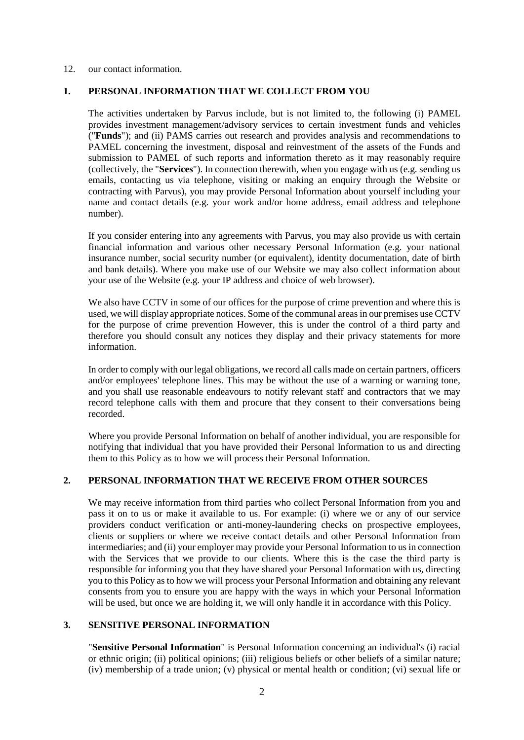12. our contact information.

## 1. PERSONAL INFORMATION THAT WE COLLECT FROM YOU

The activities undertaken by Parvus include, but is not limited to, the following (i) PAMEL provides investment management/advisory services to certain investment funds and vehicles ("**Funds**"); and (ii) PAMS carries out research and provides analysis and recommendations to PAMEL concerning the investment, disposal and reinvestment of the assets of the Funds and submission to PAMEL of such reports and information thereto as it may reasonably require (collectively, the "**Services**"). In connection therewith, when you engage with us (e.g. sending us emails, contacting us via telephone, visiting or making an enquiry through the Website or contracting with Parvus), you may provide Personal Information about yourself including your name and contact details (e.g. your work and/or home address, email address and telephone number).

If you consider entering into any agreements with Parvus, you may also provide us with certain financial information and various other necessary Personal Information (e.g. your national insurance number, social security number (or equivalent), identity documentation, date of birth and bank details). Where you make use of our Website we may also collect information about your use of the Website (e.g. your IP address and choice of web browser).

We also have CCTV in some of our offices for the purpose of crime prevention and where this is used, we will display appropriate notices. Some of the communal areas in our premises use CCTV for the purpose of crime prevention However, this is under the control of a third party and therefore you should consult any notices they display and their privacy statements for more information.

In order to comply with our legal obligations, we record all calls made on certain partners, officers and/or employees' telephone lines. This may be without the use of a warning or warning tone, and you shall use reasonable endeavours to notify relevant staff and contractors that we may record telephone calls with them and procure that they consent to their conversations being recorded.

Where you provide Personal Information on behalf of another individual, you are responsible for notifying that individual that you have provided their Personal Information to us and directing them to this Policy as to how we will process their Personal Information.

## 2. PERSONAL INFORMATION THAT WE RECEIVE FROM OTHER SOURCES

We may receive information from third parties who collect Personal Information from you and pass it on to us or make it available to us. For example: (i) where we or any of our service providers conduct verification or anti-money-laundering checks on prospective employees, clients or suppliers or where we receive contact details and other Personal Information from intermediaries; and (ii) your employer may provide your Personal Information to us in connection with the Services that we provide to our clients. Where this is the case the third party is responsible for informing you that they have shared your Personal Information with us, directing you to this Policy as to how we will process your Personal Information and obtaining any relevant consents from you to ensure you are happy with the ways in which your Personal Information will be used, but once we are holding it, we will only handle it in accordance with this Policy.

## 3. SENSITIVE PERSONAL INFORMATION

"**Sensitive Personal Information**" is Personal Information concerning an individual's (i) racial or ethnic origin; (ii) political opinions; (iii) religious beliefs or other beliefs of a similar nature; (iv) membership of a trade union; (v) physical or mental health or condition; (vi) sexual life or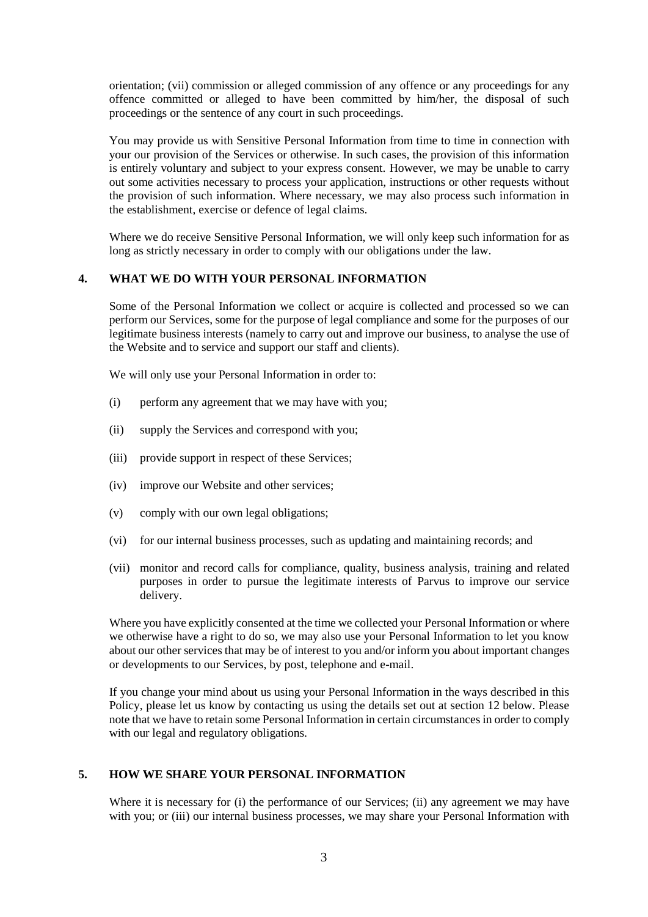orientation; (vii) commission or alleged commission of any offence or any proceedings for any offence committed or alleged to have been committed by him/her, the disposal of such proceedings or the sentence of any court in such proceedings.

You may provide us with Sensitive Personal Information from time to time in connection with your our provision of the Services or otherwise. In such cases, the provision of this information is entirely voluntary and subject to your express consent. However, we may be unable to carry out some activities necessary to process your application, instructions or other requests without the provision of such information. Where necessary, we may also process such information in the establishment, exercise or defence of legal claims.

Where we do receive Sensitive Personal Information, we will only keep such information for as long as strictly necessary in order to comply with our obligations under the law.

## 4. WHAT WE DO WITH YOUR PERSONAL INFORMATION

Some of the Personal Information we collect or acquire is collected and processed so we can perform our Services, some for the purpose of legal compliance and some for the purposes of our legitimate business interests (namely to carry out and improve our business, to analyse the use of the Website and to service and support our staff and clients).

We will only use your Personal Information in order to:

(i) perform any agreement that we may have with you;

(ii) supply the Services and correspond with you;

(iii) provide support in respect of these Services;

(iv) improve our Website and other services;

(v) comply with our own legal obligations;

(vi) for our internal business processes, such as updating and maintaining records; and

(vii) monitor and record calls for compliance, quality, business analysis, training and related purposes in order to pursue the legitimate interests of Parvus to improve our service delivery.

Where you have explicitly consented at the time we collected your Personal Information or where we otherwise have a right to do so, we may also use your Personal Information to let you know about our other services that may be of interest to you and/or inform you about important changes or developments to our Services, by post, telephone and e-mail.

If you change your mind about us using your Personal Information in the ways described in this Policy, please let us know by contacting us using the details set out at section 12 below. Please note that we have to retain some Personal Information in certain circumstances in order to comply with our legal and regulatory obligations.

## 5. HOW WE SHARE YOUR PERSONAL INFORMATION

Where it is necessary for (i) the performance of our Services; (ii) any agreement we may have with you; or (iii) our internal business processes, we may share your Personal Information with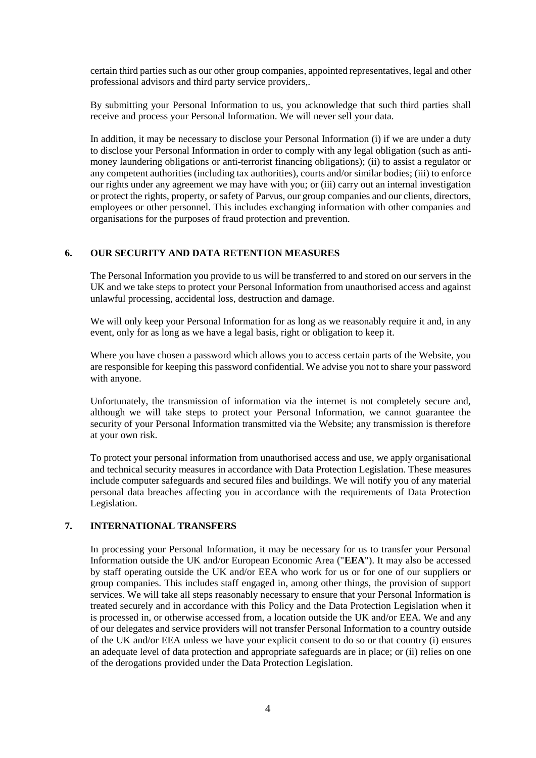certain third parties such as our other group companies, appointed representatives, legal and other professional advisors and third party service providers,.

By submitting your Personal Information to us, you acknowledge that such third parties shall receive and process your Personal Information. We will never sell your data.

In addition, it may be necessary to disclose your Personal Information (i) if we are under a duty to disclose your Personal Information in order to comply with any legal obligation (such as anti-money laundering obligations or anti-terrorist financing obligations); (ii) to assist a regulator or any competent authorities (including tax authorities), courts and/or similar bodies; (iii) to enforce our rights under any agreement we may have with you; or (iii) carry out an internal investigation or protect the rights, property, or safety of Parvus, our group companies and our clients, directors, employees or other personnel. This includes exchanging information with other companies and organisations for the purposes of fraud protection and prevention.

## 6. OUR SECURITY AND DATA RETENTION MEASURES

The Personal Information you provide to us will be transferred to and stored on our servers in the UK and we take steps to protect your Personal Information from unauthorised access and against unlawful processing, accidental loss, destruction and damage.

We will only keep your Personal Information for as long as we reasonably require it and, in any event, only for as long as we have a legal basis, right or obligation to keep it.

Where you have chosen a password which allows you to access certain parts of the Website, you are responsible for keeping this password confidential. We advise you not to share your password with anyone.

Unfortunately, the transmission of information via the internet is not completely secure and, although we will take steps to protect your Personal Information, we cannot guarantee the security of your Personal Information transmitted via the Website; any transmission is therefore at your own risk.

To protect your personal information from unauthorised access and use, we apply organisational and technical security measures in accordance with Data Protection Legislation. These measures include computer safeguards and secured files and buildings. We will notify you of any material personal data breaches affecting you in accordance with the requirements of Data Protection Legislation.

## 7. INTERNATIONAL TRANSFERS

In processing your Personal Information, it may be necessary for us to transfer your Personal Information outside the UK and/or European Economic Area ("**EEA**"). It may also be accessed by staff operating outside the UK and/or EEA who work for us or for one of our suppliers or group companies. This includes staff engaged in, among other things, the provision of support services. We will take all steps reasonably necessary to ensure that your Personal Information is treated securely and in accordance with this Policy and the Data Protection Legislation when it is processed in, or otherwise accessed from, a location outside the UK and/or EEA. We and any of our delegates and service providers will not transfer Personal Information to a country outside of the UK and/or EEA unless we have your explicit consent to do so or that country (i) ensures an adequate level of data protection and appropriate safeguards are in place; or (ii) relies on one of the derogations provided under the Data Protection Legislation.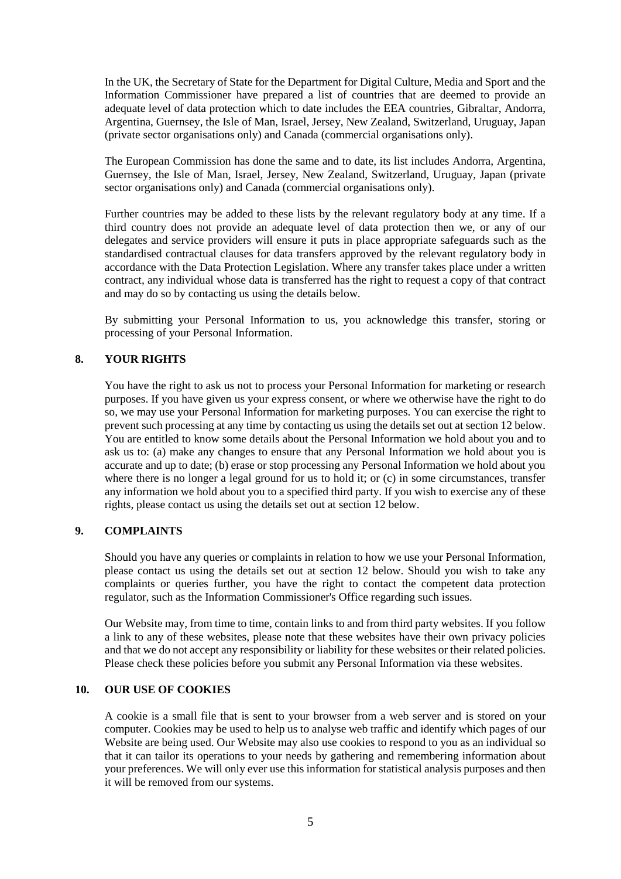In the UK, the Secretary of State for the Department for Digital Culture, Media and Sport and the Information Commissioner have prepared a list of countries that are deemed to provide an adequate level of data protection which to date includes the EEA countries, Gibraltar, Andorra, Argentina, Guernsey, the Isle of Man, Israel, Jersey, New Zealand, Switzerland, Uruguay, Japan (private sector organisations only) and Canada (commercial organisations only).

The European Commission has done the same and to date, its list includes Andorra, Argentina, Guernsey, the Isle of Man, Israel, Jersey, New Zealand, Switzerland, Uruguay, Japan (private sector organisations only) and Canada (commercial organisations only).

Further countries may be added to these lists by the relevant regulatory body at any time. If a third country does not provide an adequate level of data protection then we, or any of our delegates and service providers will ensure it puts in place appropriate safeguards such as the standardised contractual clauses for data transfers approved by the relevant regulatory body in accordance with the Data Protection Legislation. Where any transfer takes place under a written contract, any individual whose data is transferred has the right to request a copy of that contract and may do so by contacting us using the details below.

By submitting your Personal Information to us, you acknowledge this transfer, storing or processing of your Personal Information.

## 8. YOUR RIGHTS

You have the right to ask us not to process your Personal Information for marketing or research purposes. If you have given us your express consent, or where we otherwise have the right to do so, we may use your Personal Information for marketing purposes. You can exercise the right to prevent such processing at any time by contacting us using the details set out at section 12 below. You are entitled to know some details about the Personal Information we hold about you and to ask us to: (a) make any changes to ensure that any Personal Information we hold about you is accurate and up to date; (b) erase or stop processing any Personal Information we hold about you where there is no longer a legal ground for us to hold it; or (c) in some circumstances, transfer any information we hold about you to a specified third party. If you wish to exercise any of these rights, please contact us using the details set out at section 12 below.

## 9. COMPLAINTS

Should you have any queries or complaints in relation to how we use your Personal Information, please contact us using the details set out at section 12 below. Should you wish to take any complaints or queries further, you have the right to contact the competent data protection regulator, such as the Information Commissioner's Office regarding such issues.

Our Website may, from time to time, contain links to and from third party websites. If you follow a link to any of these websites, please note that these websites have their own privacy policies and that we do not accept any responsibility or liability for these websites or their related policies. Please check these policies before you submit any Personal Information via these websites.

## 10. OUR USE OF COOKIES

A cookie is a small file that is sent to your browser from a web server and is stored on your computer. Cookies may be used to help us to analyse web traffic and identify which pages of our Website are being used. Our Website may also use cookies to respond to you as an individual so that it can tailor its operations to your needs by gathering and remembering information about your preferences. We will only ever use this information for statistical analysis purposes and then it will be removed from our systems.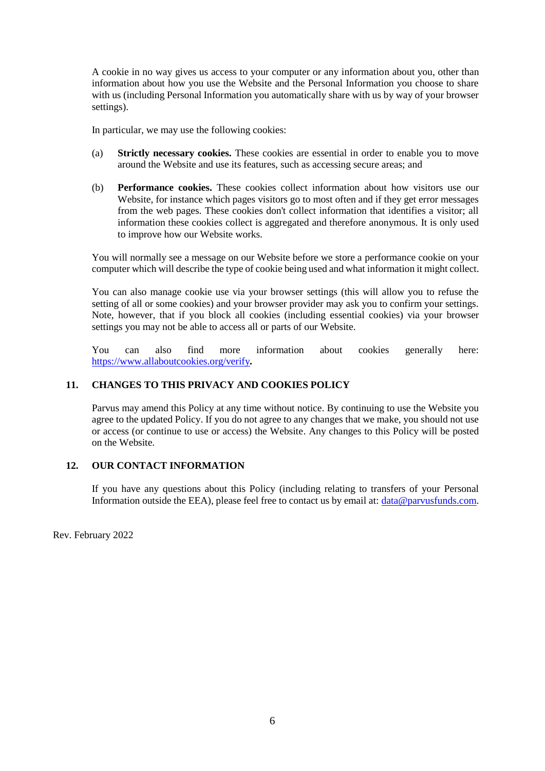A cookie in no way gives us access to your computer or any information about you, other than information about how you use the Website and the Personal Information you choose to share with us (including Personal Information you automatically share with us by way of your browser settings).

In particular, we may use the following cookies:

(a) **Strictly necessary cookies.** These cookies are essential in order to enable you to move around the Website and use its features, such as accessing secure areas; and

(b) **Performance cookies.** These cookies collect information about how visitors use our Website, for instance which pages visitors go to most often and if they get error messages from the web pages. These cookies don't collect information that identifies a visitor; all information these cookies collect is aggregated and therefore anonymous. It is only used to improve how our Website works.

You will normally see a message on our Website before we store a performance cookie on your computer which will describe the type of cookie being used and what information it might collect.

You can also manage cookie use via your browser settings (this will allow you to refuse the setting of all or some cookies) and your browser provider may ask you to confirm your settings. Note, however, that if you block all cookies (including essential cookies) via your browser settings you may not be able to access all or parts of our Website.

You can also find more information about cookies generally here: https://www.allaboutcookies.org/verify**.**

## 11. CHANGES TO THIS PRIVACY AND COOKIES POLICY

Parvus may amend this Policy at any time without notice. By continuing to use the Website you agree to the updated Policy. If you do not agree to any changes that we make, you should not use or access (or continue to use or access) the Website. Any changes to this Policy will be posted on the Website.

## 12. OUR CONTACT INFORMATION

If you have any questions about this Policy (including relating to transfers of your Personal Information outside the EEA), please feel free to contact us by email at: data@parvusfunds.com.

Rev. February 2022